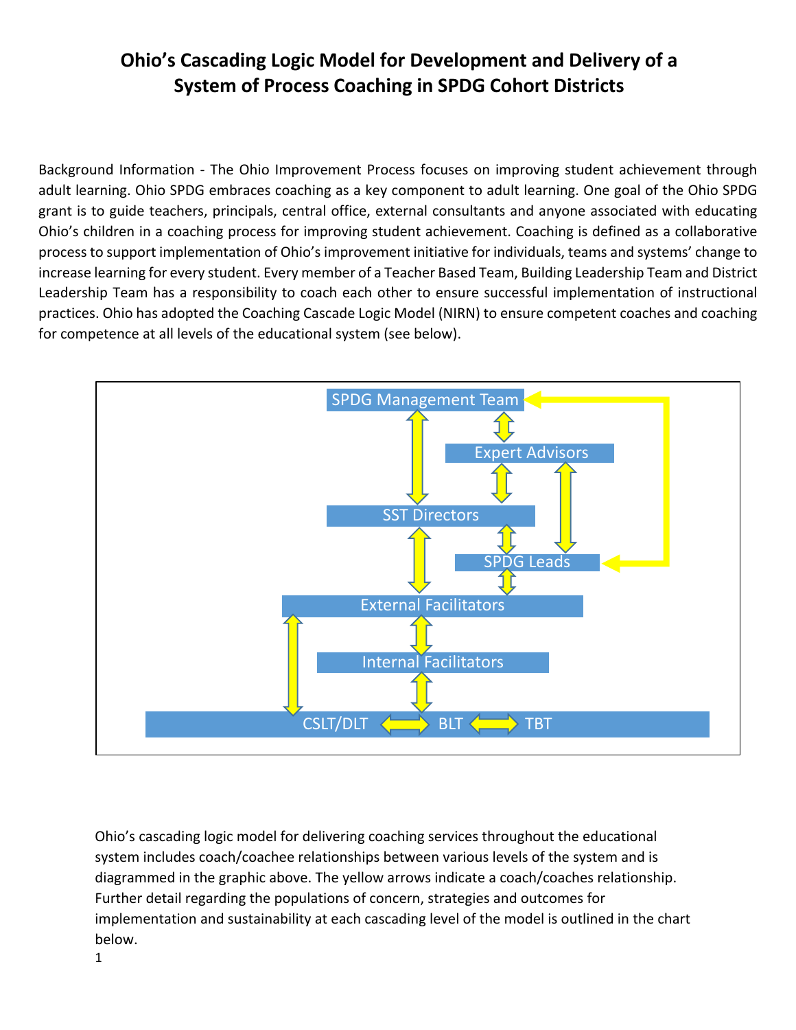# Ohio's Cascading Logic Model for Development and Delivery of a System of Process Coaching in SPDG Cohort Districts

Background Information - The Ohio Improvement Process focuses on improving student achievement through adult learning. Ohio SPDG embraces coaching as a key component to adult learning. One goal of the Ohio SPDG grant is to guide teachers, principals, central office, external consultants and anyone associated with educating Ohio's children in a coaching process for improving student achievement. Coaching is defined as a collaborative process to support implementation of Ohio's improvement initiative for individuals, teams and systems' change to increase learning for every student. Every member of a Teacher Based Team, Building Leadership Team and District Leadership Team has a responsibility to coach each other to ensure successful implementation of instructional practices. Ohio has adopted the Coaching Cascade Logic Model (NIRN) to ensure competent coaches and coaching for competence at all levels of the educational system (see below).

SPDG Management Team

Expert Advisors

SST Directors

SPDG Leads

External Facilitators

Internal Facilitators

CSLT/DLT BLT TBT

Ohio's cascading logic model for delivering coaching services throughout the educational system includes coach/coachee relationships between various levels of the system and is diagrammed in the graphic above. The yellow arrows indicate a coach/coaches relationship. Further detail regarding the populations of concern, strategies and outcomes for implementation and sustainability at each cascading level of the model is outlined in the chart below.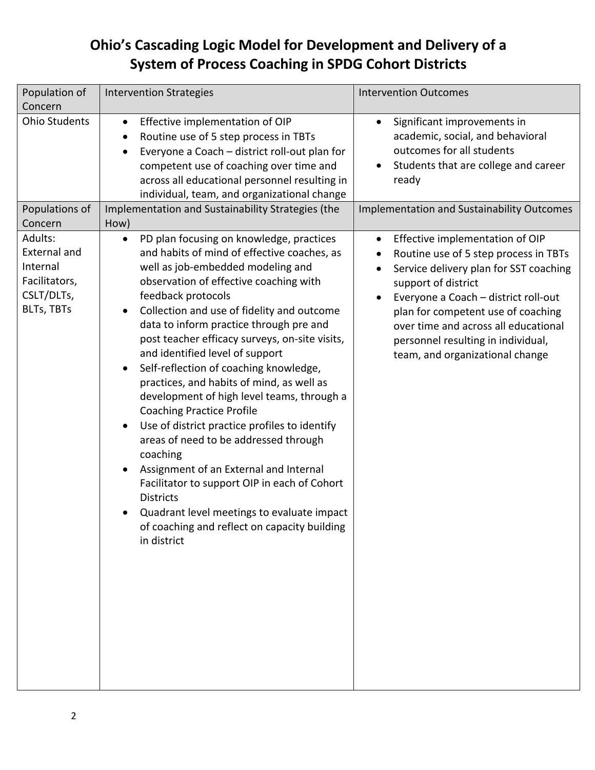# Ohio's Cascading Logic Model for Development and Delivery of a System of Process Coaching in SPDG Cohort Districts

| Population of Concern | Intervention Strategies | Intervention Outcomes |
| --- | --- | --- |
| Ohio Students | • Effective implementation of OIP<br>• Routine use of 5 step process in TBTs<br>• Everyone a Coach – district roll-out plan for competent use of coaching over time and across all educational personnel resulting in individual, team, and organizational change | • Significant improvements in academic, social, and behavioral outcomes for all students<br>• Students that are college and career ready |
| **Populations of Concern** | **Implementation and Sustainability Strategies (the How)** | **Implementation and Sustainability Outcomes** |
| Adults: External and Internal Facilitators, CSLT/DLTs, BLTs, TBTs | • PD plan focusing on knowledge, practices and habits of mind of effective coaches, as well as job-embedded modeling and observation of effective coaching with feedback protocols<br>• Collection and use of fidelity and outcome data to inform practice through pre and post teacher efficacy surveys, on-site visits, and identified level of support<br>• Self-reflection of coaching knowledge, practices, and habits of mind, as well as development of high level teams, through a Coaching Practice Profile<br>• Use of district practice profiles to identify areas of need to be addressed through coaching<br>• Assignment of an External and Internal Facilitator to support OIP in each of Cohort Districts<br>• Quadrant level meetings to evaluate impact of coaching and reflect on capacity building in district | • Effective implementation of OIP<br>• Routine use of 5 step process in TBTs<br>• Service delivery plan for SST coaching support of district<br>• Everyone a Coach – district roll-out plan for competent use of coaching over time and across all educational personnel resulting in individual, team, and organizational change |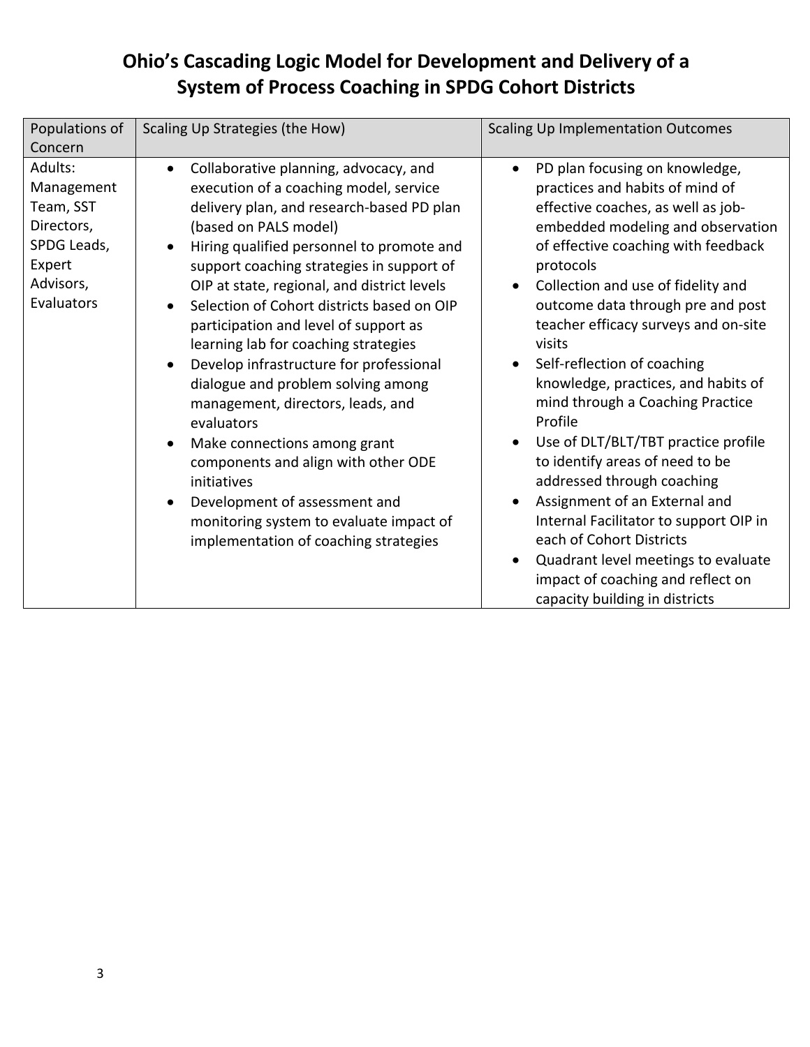# Ohio's Cascading Logic Model for Development and Delivery of a System of Process Coaching in SPDG Cohort Districts

| Populations of Concern | Scaling Up Strategies (the How) | Scaling Up Implementation Outcomes |
| --- | --- | --- |
| Adults: Management Team, SST Directors, SPDG Leads, Expert Advisors, Evaluators | • Collaborative planning, advocacy, and execution of a coaching model, service delivery plan, and research-based PD plan (based on PALS model)<br>• Hiring qualified personnel to promote and support coaching strategies in support of OIP at state, regional, and district levels<br>• Selection of Cohort districts based on OIP participation and level of support as learning lab for coaching strategies<br>• Develop infrastructure for professional dialogue and problem solving among management, directors, leads, and evaluators<br>• Make connections among grant components and align with other ODE initiatives<br>• Development of assessment and monitoring system to evaluate impact of implementation of coaching strategies | • PD plan focusing on knowledge, practices and habits of mind of effective coaches, as well as job-embedded modeling and observation of effective coaching with feedback protocols<br>• Collection and use of fidelity and outcome data through pre and post teacher efficacy surveys and on-site visits<br>• Self-reflection of coaching knowledge, practices, and habits of mind through a Coaching Practice Profile<br>• Use of DLT/BLT/TBT practice profile to identify areas of need to be addressed through coaching<br>• Assignment of an External and Internal Facilitator to support OIP in each of Cohort Districts<br>• Quadrant level meetings to evaluate impact of coaching and reflect on capacity building in districts |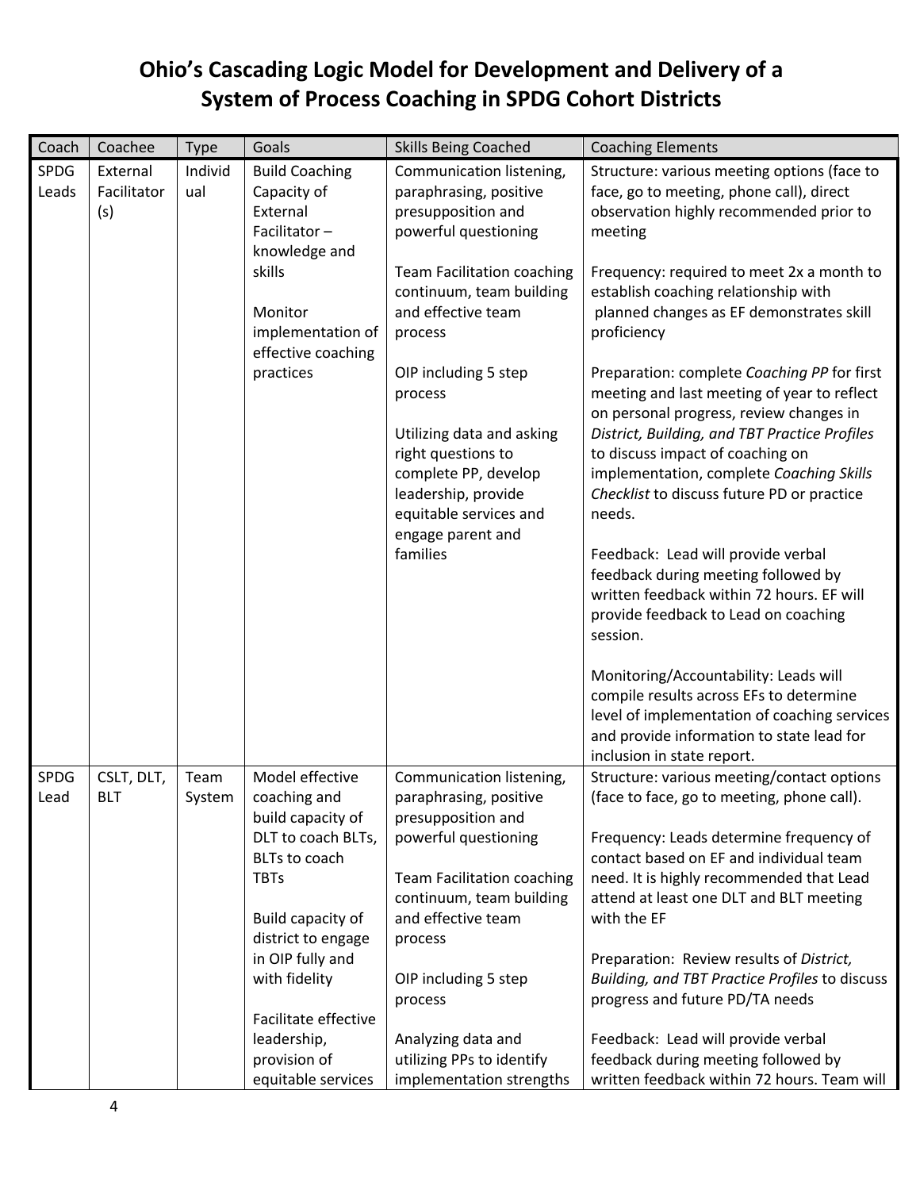# Ohio's Cascading Logic Model for Development and Delivery of a System of Process Coaching in SPDG Cohort Districts

| Coach | Coachee | Type | Goals | Skills Being Coached | Coaching Elements |
|---|---|---|---|---|---|
| SPDG Leads | External Facilitator (s) | Individual | Build Coaching Capacity of External Facilitator – knowledge and skills<br><br>Monitor implementation of effective coaching practices | Communication listening, paraphrasing, positive presupposition and powerful questioning<br><br>Team Facilitation coaching continuum, team building and effective team process<br><br>OIP including 5 step process<br><br>Utilizing data and asking right questions to complete PP, develop leadership, provide equitable services and engage parent and families | Structure: various meeting options (face to face, go to meeting, phone call), direct observation highly recommended prior to meeting<br><br>Frequency: required to meet 2x a month to establish coaching relationship with planned changes as EF demonstrates skill proficiency<br><br>Preparation: complete *Coaching PP* for first meeting and last meeting of year to reflect on personal progress, review changes in *District, Building, and TBT Practice Profiles* to discuss impact of coaching on implementation, complete *Coaching Skills Checklist* to discuss future PD or practice needs.<br><br>Feedback: Lead will provide verbal feedback during meeting followed by written feedback within 72 hours. EF will provide feedback to Lead on coaching session.<br><br>Monitoring/Accountability: Leads will compile results across EFs to determine level of implementation of coaching services and provide information to state lead for inclusion in state report. |
| SPDG Lead | CSLT, DLT, BLT | Team System | Model effective coaching and build capacity of DLT to coach BLTs, BLTs to coach TBTs<br><br>Build capacity of district to engage in OIP fully and with fidelity<br><br>Facilitate effective leadership, provision of equitable services | Communication listening, paraphrasing, positive presupposition and powerful questioning<br><br>Team Facilitation coaching continuum, team building and effective team process<br><br>OIP including 5 step process<br><br>Analyzing data and utilizing PPs to identify implementation strengths | Structure: various meeting/contact options (face to face, go to meeting, phone call).<br><br>Frequency: Leads determine frequency of contact based on EF and individual team need. It is highly recommended that Lead attend at least one DLT and BLT meeting with the EF<br><br>Preparation: Review results of *District, Building, and TBT Practice Profiles* to discuss progress and future PD/TA needs<br><br>Feedback: Lead will provide verbal feedback during meeting followed by written feedback within 72 hours. Team will |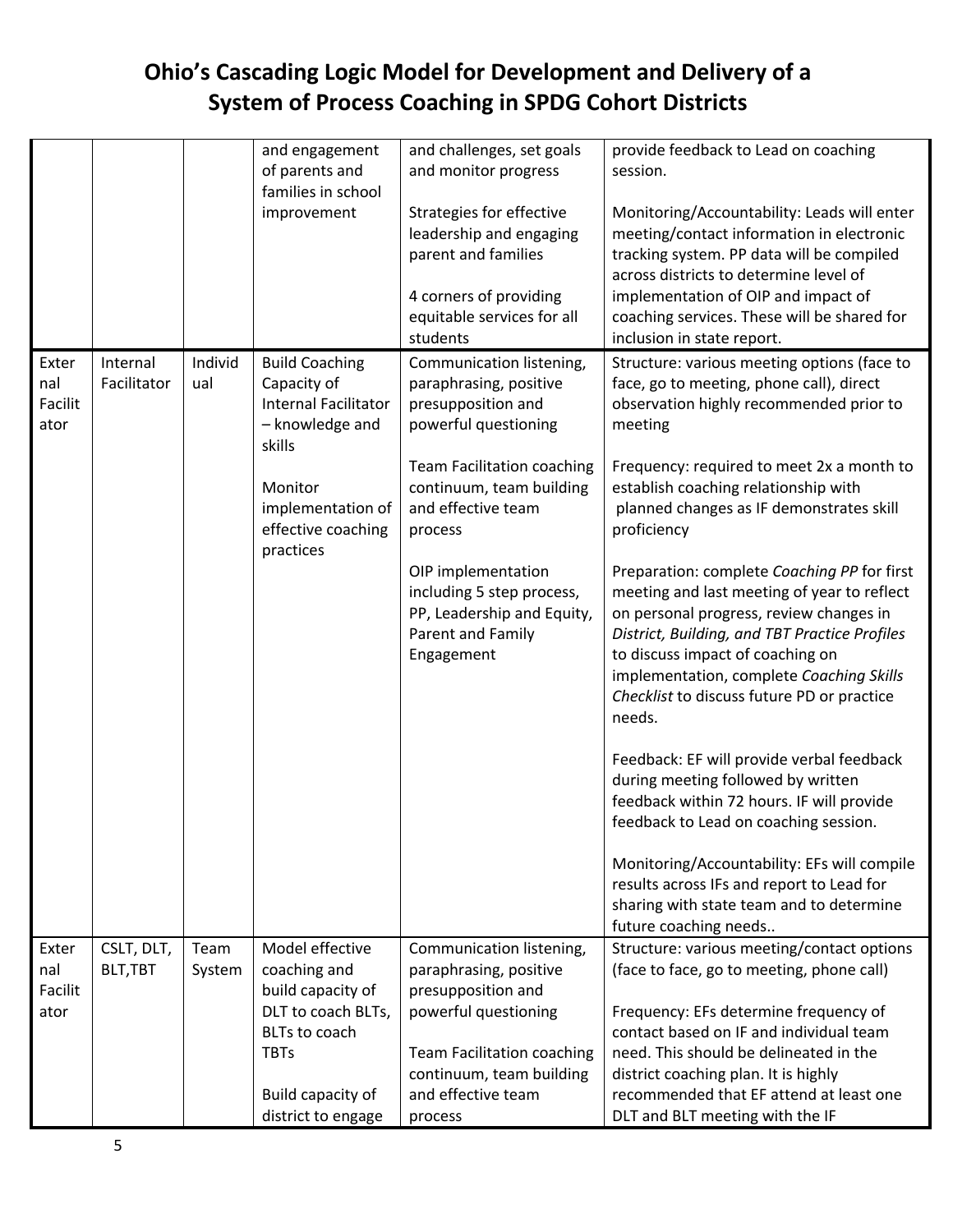# Ohio's Cascading Logic Model for Development and Delivery of a System of Process Coaching in SPDG Cohort Districts

| | | | | | |
|---|---|---|---|---|---|
| | | | and engagement of parents and families in school improvement | and challenges, set goals and monitor progress<br><br>Strategies for effective leadership and engaging parent and families<br><br>4 corners of providing equitable services for all students | provide feedback to Lead on coaching session.<br><br>Monitoring/Accountability: Leads will enter meeting/contact information in electronic tracking system. PP data will be compiled across districts to determine level of implementation of OIP and impact of coaching services. These will be shared for inclusion in state report. |
| External Facilitator | Internal Facilitator | Individual | Build Coaching Capacity of Internal Facilitator – knowledge and skills<br><br>Monitor implementation of effective coaching practices | Communication listening, paraphrasing, positive presupposition and powerful questioning<br><br>Team Facilitation coaching continuum, team building and effective team process<br><br>OIP implementation including 5 step process, PP, Leadership and Equity, Parent and Family Engagement | Structure: various meeting options (face to face, go to meeting, phone call), direct observation highly recommended prior to meeting<br><br>Frequency: required to meet 2x a month to establish coaching relationship with planned changes as IF demonstrates skill proficiency<br><br>Preparation: complete *Coaching PP* for first meeting and last meeting of year to reflect on personal progress, review changes in *District, Building, and TBT Practice Profiles* to discuss impact of coaching on implementation, complete *Coaching Skills Checklist* to discuss future PD or practice needs.<br><br>Feedback: EF will provide verbal feedback during meeting followed by written feedback within 72 hours. IF will provide feedback to Lead on coaching session.<br><br>Monitoring/Accountability: EFs will compile results across IFs and report to Lead for sharing with state team and to determine future coaching needs.. |
| External Facilitator | CSLT, DLT, BLT,TBT | Team System | Model effective coaching and build capacity of DLT to coach BLTs, BLTs to coach TBTs<br><br>Build capacity of district to engage | Communication listening, paraphrasing, positive presupposition and powerful questioning<br><br>Team Facilitation coaching continuum, team building and effective team process | Structure: various meeting/contact options (face to face, go to meeting, phone call)<br><br>Frequency: EFs determine frequency of contact based on IF and individual team need. This should be delineated in the district coaching plan. It is highly recommended that EF attend at least one DLT and BLT meeting with the IF |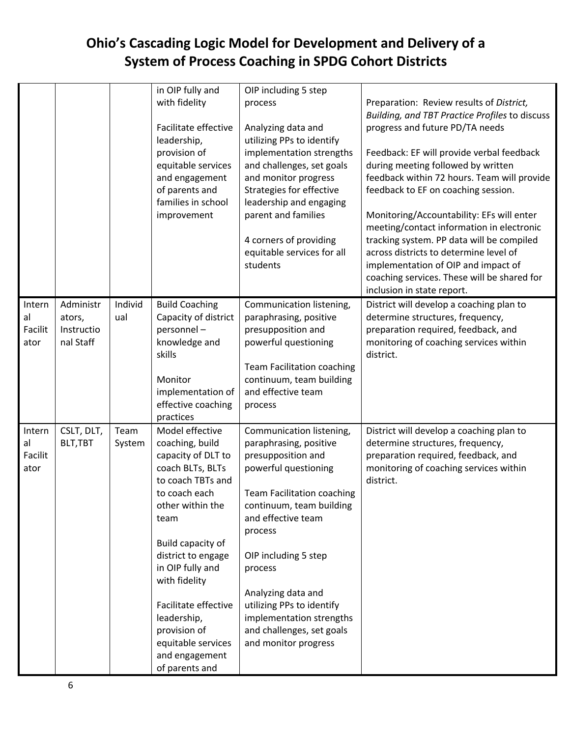# Ohio's Cascading Logic Model for Development and Delivery of a System of Process Coaching in SPDG Cohort Districts

| | | | | | |
|---|---|---|---|---|---|
| | | | in OIP fully and with fidelity<br><br>Facilitate effective leadership, provision of equitable services and engagement of parents and families in school improvement | OIP including 5 step process<br><br>Analyzing data and utilizing PPs to identify implementation strengths and challenges, set goals and monitor progress Strategies for effective leadership and engaging parent and families<br><br>4 corners of providing equitable services for all students | Preparation: Review results of *District, Building, and TBT Practice Profiles* to discuss progress and future PD/TA needs<br><br>Feedback: EF will provide verbal feedback during meeting followed by written feedback within 72 hours. Team will provide feedback to EF on coaching session.<br><br>Monitoring/Accountability: EFs will enter meeting/contact information in electronic tracking system. PP data will be compiled across districts to determine level of implementation of OIP and impact of coaching services. These will be shared for inclusion in state report. |
| Internal Facilitator | Administrators, Instructional Staff | Individual | Build Coaching Capacity of district personnel – knowledge and skills<br><br>Monitor implementation of effective coaching practices | Communication listening, paraphrasing, positive presupposition and powerful questioning<br><br>Team Facilitation coaching continuum, team building and effective team process | District will develop a coaching plan to determine structures, frequency, preparation required, feedback, and monitoring of coaching services within district. |
| Internal Facilitator | CSLT, DLT, BLT,TBT | Team System | Model effective coaching, build capacity of DLT to coach BLTs, BLTs to coach TBTs and to coach each other within the team<br><br>Build capacity of district to engage in OIP fully and with fidelity<br><br>Facilitate effective leadership, provision of equitable services and engagement of parents and | Communication listening, paraphrasing, positive presupposition and powerful questioning<br><br>Team Facilitation coaching continuum, team building and effective team process<br><br>OIP including 5 step process<br><br>Analyzing data and utilizing PPs to identify implementation strengths and challenges, set goals and monitor progress | District will develop a coaching plan to determine structures, frequency, preparation required, feedback, and monitoring of coaching services within district. |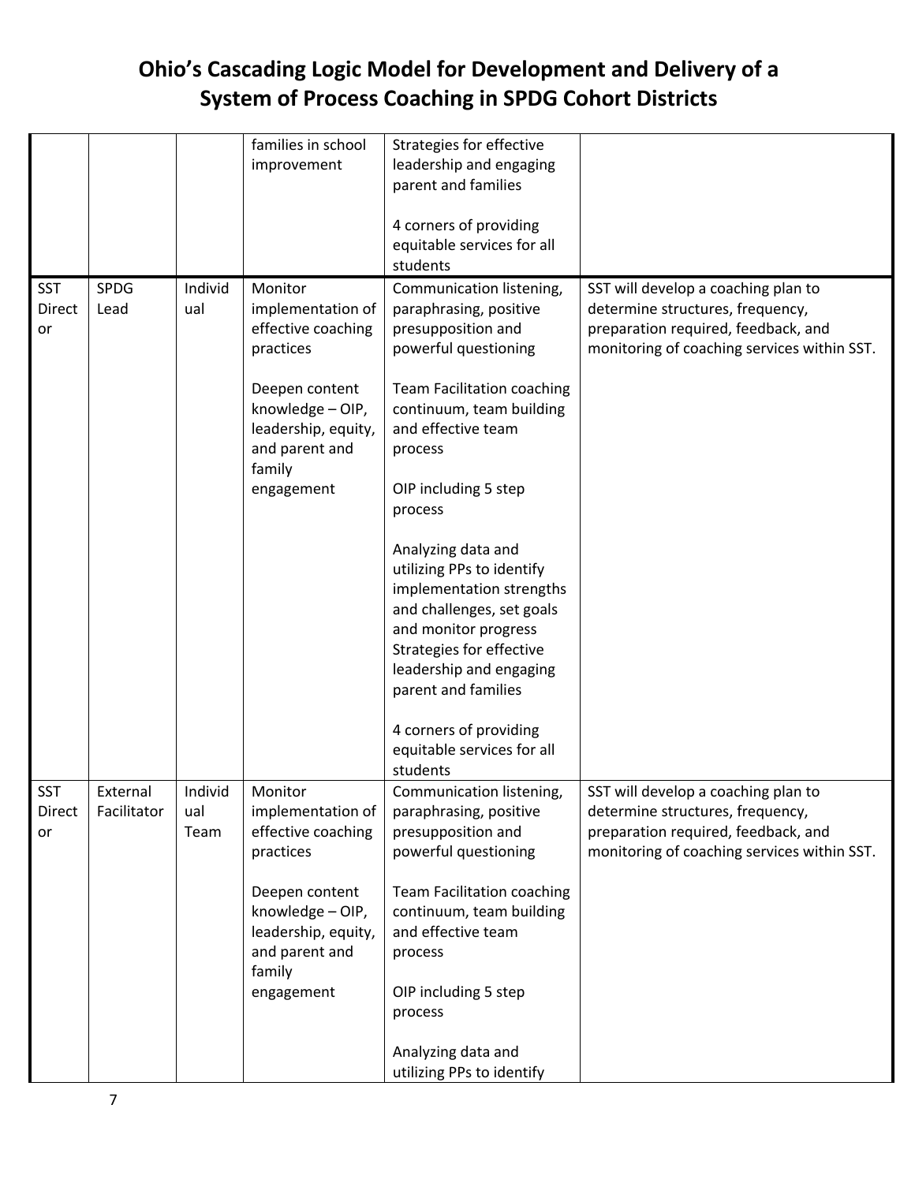# Ohio's Cascading Logic Model for Development and Delivery of a System of Process Coaching in SPDG Cohort Districts

| | | | | | |
|---|---|---|---|---|---|
| | | | families in school improvement | Strategies for effective leadership and engaging parent and families<br><br>4 corners of providing equitable services for all students | |
| SST Director | SPDG Lead | Individual | Monitor implementation of effective coaching practices<br><br>Deepen content knowledge – OIP, leadership, equity, and parent and family engagement | Communication listening, paraphrasing, positive presupposition and powerful questioning<br><br>Team Facilitation coaching continuum, team building and effective team process<br><br>OIP including 5 step process<br><br>Analyzing data and utilizing PPs to identify implementation strengths and challenges, set goals and monitor progress<br>Strategies for effective leadership and engaging parent and families<br><br>4 corners of providing equitable services for all students | SST will develop a coaching plan to determine structures, frequency, preparation required, feedback, and monitoring of coaching services within SST. |
| SST Director | External Facilitator | Individual Team | Monitor implementation of effective coaching practices<br><br>Deepen content knowledge – OIP, leadership, equity, and parent and family engagement | Communication listening, paraphrasing, positive presupposition and powerful questioning<br><br>Team Facilitation coaching continuum, team building and effective team process<br><br>OIP including 5 step process<br><br>Analyzing data and utilizing PPs to identify | SST will develop a coaching plan to determine structures, frequency, preparation required, feedback, and monitoring of coaching services within SST. |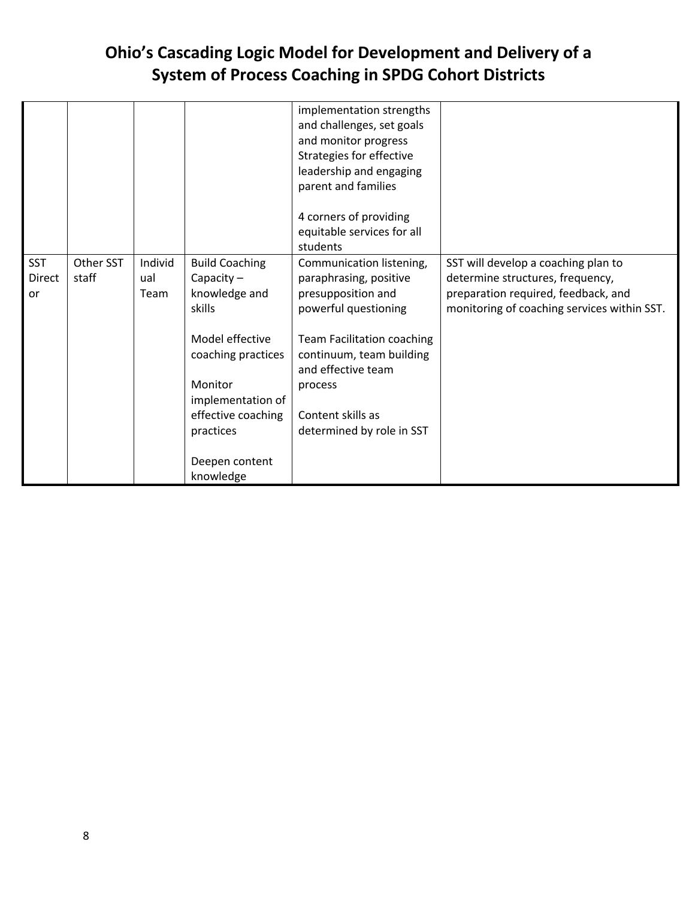# Ohio's Cascading Logic Model for Development and Delivery of a System of Process Coaching in SPDG Cohort Districts

| | | | | | |
|---|---|---|---|---|---|
| | | | | implementation strengths and challenges, set goals and monitor progress<br>Strategies for effective leadership and engaging parent and families<br><br>4 corners of providing equitable services for all students | |
| SST Director | Other SST staff | Individual Team | Build Coaching Capacity – knowledge and skills<br><br>Model effective coaching practices<br><br>Monitor implementation of effective coaching practices<br><br>Deepen content knowledge | Communication listening, paraphrasing, positive presupposition and powerful questioning<br><br>Team Facilitation coaching continuum, team building and effective team process<br><br>Content skills as determined by role in SST | SST will develop a coaching plan to determine structures, frequency, preparation required, feedback, and monitoring of coaching services within SST. |